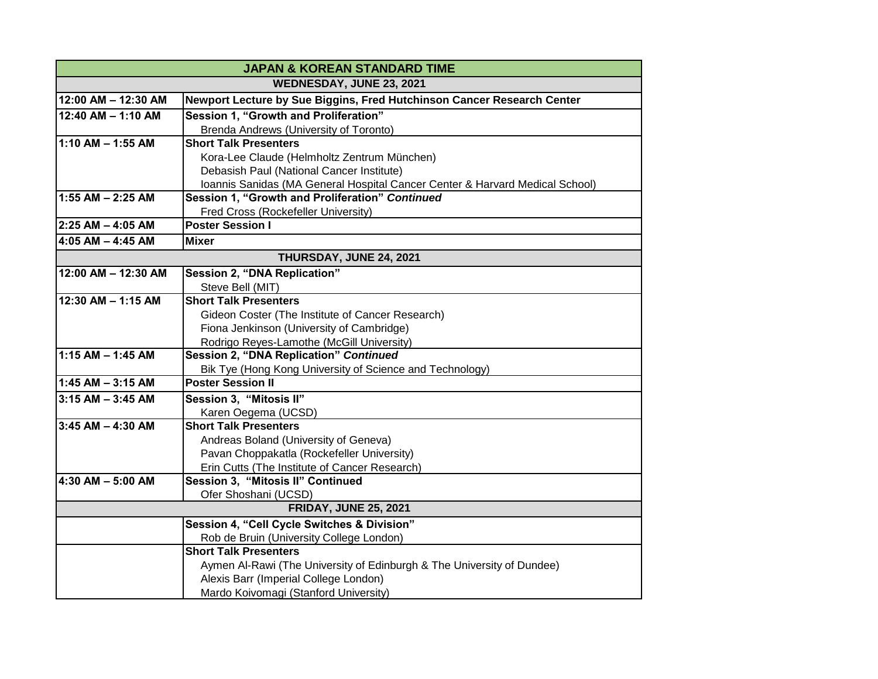| JAPAN & KOREAN STANDARD TIME | |
|---|---|
| **WEDNESDAY, JUNE 23, 2021** | |
| 12:00 AM – 12:30 AM | **Newport Lecture by Sue Biggins, Fred Hutchinson Cancer Research Center** |
| 12:40 AM – 1:10 AM | **Session 1, "Growth and Proliferation"**<br>Brenda Andrews (University of Toronto) |
| 1:10 AM – 1:55 AM | **Short Talk Presenters**<br>Kora-Lee Claude (Helmholtz Zentrum München)<br>Debasish Paul (National Cancer Institute)<br>Ioannis Sanidas (MA General Hospital Cancer Center & Harvard Medical School) |
| 1:55 AM – 2:25 AM | **Session 1, "Growth and Proliferation" *Continued***<br>Fred Cross (Rockefeller University) |
| 2:25 AM – 4:05 AM | **Poster Session I** |
| 4:05 AM – 4:45 AM | **Mixer** |
| **THURSDAY, JUNE 24, 2021** | |
| 12:00 AM – 12:30 AM | **Session 2, "DNA Replication"**<br>Steve Bell (MIT) |
| 12:30 AM – 1:15 AM | **Short Talk Presenters**<br>Gideon Coster (The Institute of Cancer Research)<br>Fiona Jenkinson (University of Cambridge)<br>Rodrigo Reyes-Lamothe (McGill University) |
| 1:15 AM – 1:45 AM | **Session 2, "DNA Replication" *Continued***<br>Bik Tye (Hong Kong University of Science and Technology) |
| 1:45 AM – 3:15 AM | **Poster Session II** |
| 3:15 AM – 3:45 AM | **Session 3, "Mitosis II"**<br>Karen Oegema (UCSD) |
| 3:45 AM – 4:30 AM | **Short Talk Presenters**<br>Andreas Boland (University of Geneva)<br>Pavan Choppakatla (Rockefeller University)<br>Erin Cutts (The Institute of Cancer Research) |
| 4:30 AM – 5:00 AM | **Session 3, "Mitosis II" Continued**<br>Ofer Shoshani (UCSD) |
| **FRIDAY, JUNE 25, 2021** | |
| | **Session 4, "Cell Cycle Switches & Division"**<br>Rob de Bruin (University College London) |
| | **Short Talk Presenters**<br>Aymen Al-Rawi (The University of Edinburgh & The University of Dundee)<br>Alexis Barr (Imperial College London)<br>Mardo Koivomagi (Stanford University) |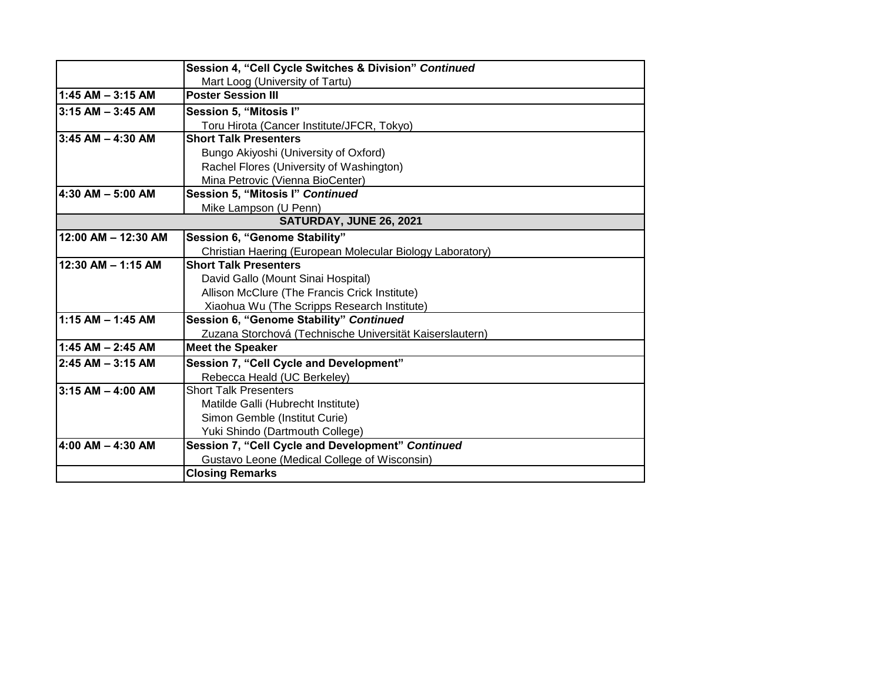| | |
|---|---|
| | **Session 4, "Cell Cycle Switches & Division"** ***Continued***<br>Mart Loog (University of Tartu) |
| **1:45 AM – 3:15 AM** | **Poster Session III** |
| **3:15 AM – 3:45 AM** | **Session 5, "Mitosis I"**<br>Toru Hirota (Cancer Institute/JFCR, Tokyo) |
| **3:45 AM – 4:30 AM** | **Short Talk Presenters**<br>Bungo Akiyoshi (University of Oxford)<br>Rachel Flores (University of Washington)<br>Mina Petrovic (Vienna BioCenter) |
| **4:30 AM – 5:00 AM** | **Session 5, "Mitosis I"** ***Continued***<br>Mike Lampson (U Penn) |
| **SATURDAY, JUNE 26, 2021** | |
| **12:00 AM – 12:30 AM** | **Session 6, "Genome Stability"**<br>Christian Haering (European Molecular Biology Laboratory) |
| **12:30 AM – 1:15 AM** | **Short Talk Presenters**<br>David Gallo (Mount Sinai Hospital)<br>Allison McClure (The Francis Crick Institute)<br>Xiaohua Wu (The Scripps Research Institute) |
| **1:15 AM – 1:45 AM** | **Session 6, "Genome Stability"** ***Continued***<br>Zuzana Storchová (Technische Universität Kaiserslautern) |
| **1:45 AM – 2:45 AM** | **Meet the Speaker** |
| **2:45 AM – 3:15 AM** | **Session 7, "Cell Cycle and Development"**<br>Rebecca Heald (UC Berkeley) |
| **3:15 AM – 4:00 AM** | Short Talk Presenters<br>Matilde Galli (Hubrecht Institute)<br>Simon Gemble (Institut Curie)<br>Yuki Shindo (Dartmouth College) |
| **4:00 AM – 4:30 AM** | **Session 7, "Cell Cycle and Development"** ***Continued***<br>Gustavo Leone (Medical College of Wisconsin) |
| | **Closing Remarks** |